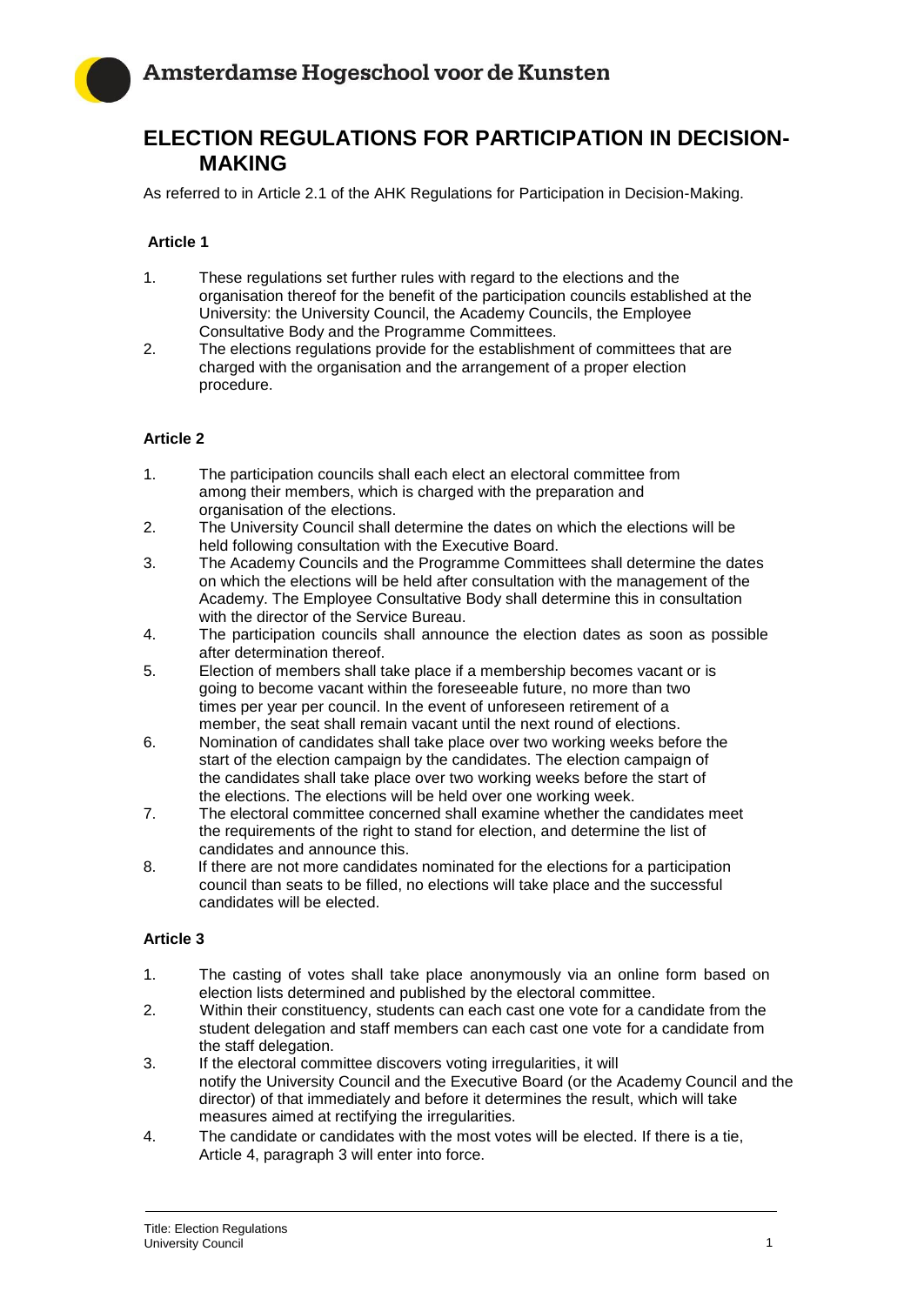# ELECTION REGULATIONS FOR PARTICIPATION IN DECISION-MAKING

As referred to in Article 2.1 of the AHK Regulations for Participation in Decision-Making.

### Article 1

1. These regulations set further rules with regard to the elections and the organisation thereof for the benefit of the participation councils established at the University: the University Council, the Academy Councils, the Employee Consultative Body and the Programme Committees.
2. The elections regulations provide for the establishment of committees that are charged with the organisation and the arrangement of a proper election procedure.

### Article 2

1. The participation councils shall each elect an electoral committee from among their members, which is charged with the preparation and organisation of the elections.
2. The University Council shall determine the dates on which the elections will be held following consultation with the Executive Board.
3. The Academy Councils and the Programme Committees shall determine the dates on which the elections will be held after consultation with the management of the Academy. The Employee Consultative Body shall determine this in consultation with the director of the Service Bureau.
4. The participation councils shall announce the election dates as soon as possible after determination thereof.
5. Election of members shall take place if a membership becomes vacant or is going to become vacant within the foreseeable future, no more than two times per year per council. In the event of unforeseen retirement of a member, the seat shall remain vacant until the next round of elections.
6. Nomination of candidates shall take place over two working weeks before the start of the election campaign by the candidates. The election campaign of the candidates shall take place over two working weeks before the start of the elections. The elections will be held over one working week.
7. The electoral committee concerned shall examine whether the candidates meet the requirements of the right to stand for election, and determine the list of candidates and announce this.
8. If there are not more candidates nominated for the elections for a participation council than seats to be filled, no elections will take place and the successful candidates will be elected.

### Article 3

1. The casting of votes shall take place anonymously via an online form based on election lists determined and published by the electoral committee.
2. Within their constituency, students can each cast one vote for a candidate from the student delegation and staff members can each cast one vote for a candidate from the staff delegation.
3. If the electoral committee discovers voting irregularities, it will notify the University Council and the Executive Board (or the Academy Council and the director) of that immediately and before it determines the result, which will take measures aimed at rectifying the irregularities.
4. The candidate or candidates with the most votes will be elected. If there is a tie, Article 4, paragraph 3 will enter into force.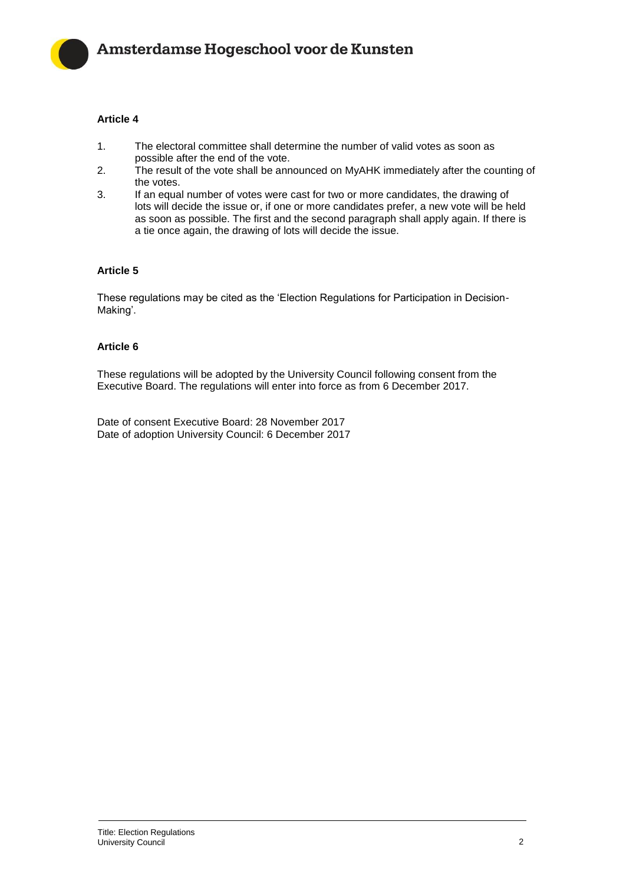**Article 4**

1. The electoral committee shall determine the number of valid votes as soon as possible after the end of the vote.
2. The result of the vote shall be announced on MyAHK immediately after the counting of the votes.
3. If an equal number of votes were cast for two or more candidates, the drawing of lots will decide the issue or, if one or more candidates prefer, a new vote will be held as soon as possible. The first and the second paragraph shall apply again. If there is a tie once again, the drawing of lots will decide the issue.

**Article 5**

These regulations may be cited as the 'Election Regulations for Participation in Decision-Making'.

**Article 6**

These regulations will be adopted by the University Council following consent from the Executive Board. The regulations will enter into force as from 6 December 2017.

Date of consent Executive Board: 28 November 2017
Date of adoption University Council: 6 December 2017